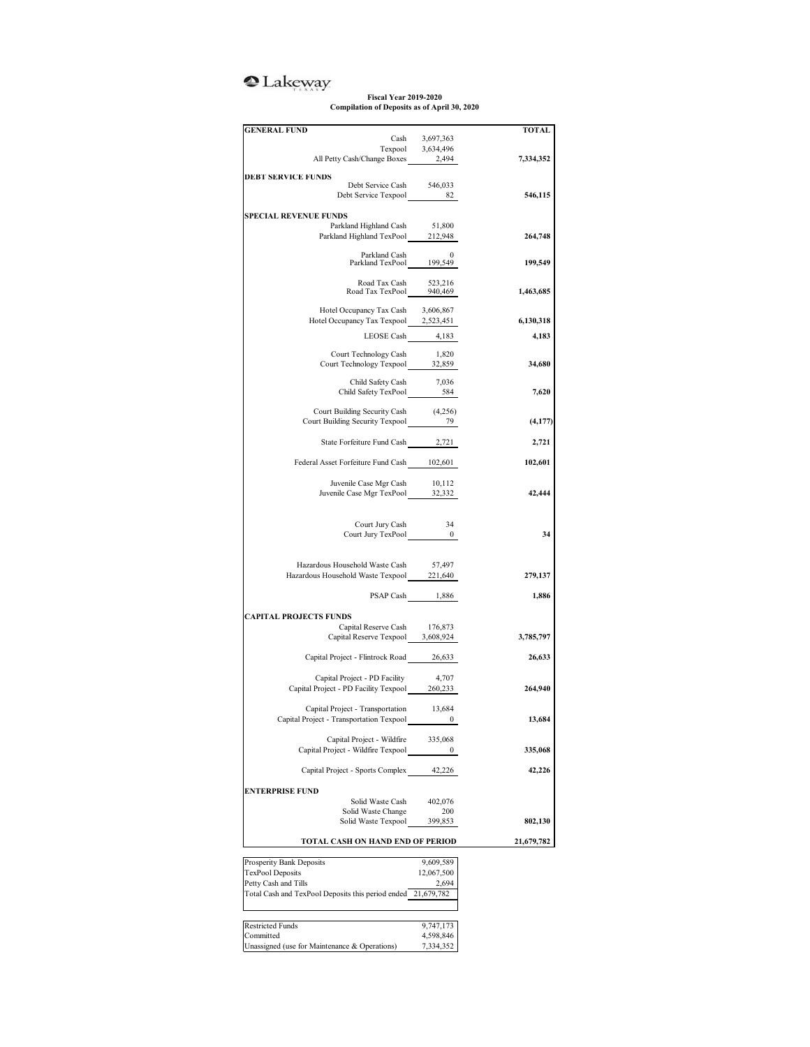Lakeway

**Fiscal Year 2019-2020**
**Compilation of Deposits as of April 30, 2020**

| GENERAL FUND | | TOTAL |
|---|---|---|
| Cash | 3,697,363 | |
| Texpool | 3,634,496 | |
| All Petty Cash/Change Boxes | 2,494 | **7,334,352** |
| **DEBT SERVICE FUNDS** | | |
| Debt Service Cash | 546,033 | |
| Debt Service Texpool | 82 | **546,115** |
| **SPECIAL REVENUE FUNDS** | | |
| Parkland Highland Cash | 51,800 | |
| Parkland Highland TexPool | 212,948 | **264,748** |
| Parkland Cash | 0 | |
| Parkland TexPool | 199,549 | **199,549** |
| Road Tax Cash | 523,216 | |
| Road Tax TexPool | 940,469 | **1,463,685** |
| Hotel Occupancy Tax Cash | 3,606,867 | |
| Hotel Occupancy Tax Texpool | 2,523,451 | **6,130,318** |
| LEOSE Cash | 4,183 | **4,183** |
| Court Technology Cash | 1,820 | |
| Court Technology Texpool | 32,859 | **34,680** |
| Child Safety Cash | 7,036 | |
| Child Safety TexPool | 584 | **7,620** |
| Court Building Security Cash | (4,256) | |
| Court Building Security Texpool | 79 | **(4,177)** |
| State Forfeiture Fund Cash | 2,721 | **2,721** |
| Federal Asset Forfeiture Fund Cash | 102,601 | **102,601** |
| Juvenile Case Mgr Cash | 10,112 | |
| Juvenile Case Mgr TexPool | 32,332 | **42,444** |
| Court Jury Cash | 34 | |
| Court Jury TexPool | 0 | **34** |
| Hazardous Household Waste Cash | 57,497 | |
| Hazardous Household Waste Texpool | 221,640 | **279,137** |
| PSAP Cash | 1,886 | **1,886** |
| **CAPITAL PROJECTS FUNDS** | | |
| Capital Reserve Cash | 176,873 | |
| Capital Reserve Texpool | 3,608,924 | **3,785,797** |
| Capital Project - Flintrock Road | 26,633 | **26,633** |
| Capital Project - PD Facility | 4,707 | |
| Capital Project - PD Facility Texpool | 260,233 | **264,940** |
| Capital Project - Transportation | 13,684 | |
| Capital Project - Transportation Texpool | 0 | **13,684** |
| Capital Project - Wildfire | 335,068 | |
| Capital Project - Wildfire Texpool | 0 | **335,068** |
| Capital Project - Sports Complex | 42,226 | **42,226** |
| **ENTERPRISE FUND** | | |
| Solid Waste Cash | 402,076 | |
| Solid Waste Change | 200 | |
| Solid Waste Texpool | 399,853 | **802,130** |
| **TOTAL CASH ON HAND END OF PERIOD** | | **21,679,782** |

| | |
|---|---|
| Prosperity Bank Deposits | 9,609,589 |
| TexPool Deposits | 12,067,500 |
| Petty Cash and Tills | 2,694 |
| Total Cash and TexPool Deposits this period ended | 21,679,782 |

| | |
|---|---|
| Restricted Funds | 9,747,173 |
| Committed | 4,598,846 |
| Unassigned (use for Maintenance & Operations) | 7,334,352 |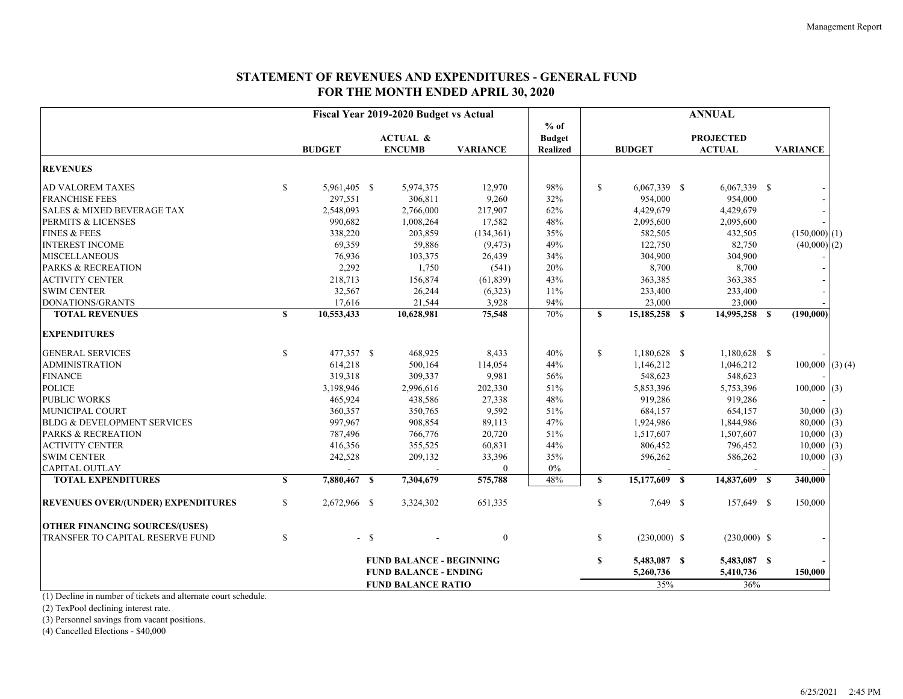# STATEMENT OF REVENUES AND EXPENDITURES - GENERAL FUND
## FOR THE MONTH ENDED APRIL 30, 2020

| | Fiscal Year 2019-2020 Budget vs Actual | | | % of Budget Realized | ANNUAL | | | |
|---|---|---|---|---|---|---|---|---|
| | BUDGET | ACTUAL & ENCUMB | VARIANCE | | BUDGET | PROJECTED ACTUAL | VARIANCE | |
| **REVENUES** | | | | | | | | |
| AD VALOREM TAXES | $ 5,961,405 | $ 5,974,375 | 12,970 | 98% | $ 6,067,339 | $ 6,067,339 | $ - | |
| FRANCHISE FEES | 297,551 | 306,811 | 9,260 | 32% | 954,000 | 954,000 | - | |
| SALES & MIXED BEVERAGE TAX | 2,548,093 | 2,766,000 | 217,907 | 62% | 4,429,679 | 4,429,679 | - | |
| PERMITS & LICENSES | 990,682 | 1,008,264 | 17,582 | 48% | 2,095,600 | 2,095,600 | - | |
| FINES & FEES | 338,220 | 203,859 | (134,361) | 35% | 582,505 | 432,505 | (150,000) | (1) |
| INTEREST INCOME | 69,359 | 59,886 | (9,473) | 49% | 122,750 | 82,750 | (40,000) | (2) |
| MISCELLANEOUS | 76,936 | 103,375 | 26,439 | 34% | 304,900 | 304,900 | - | |
| PARKS & RECREATION | 2,292 | 1,750 | (541) | 20% | 8,700 | 8,700 | - | |
| ACTIVITY CENTER | 218,713 | 156,874 | (61,839) | 43% | 363,385 | 363,385 | - | |
| SWIM CENTER | 32,567 | 26,244 | (6,323) | 11% | 233,400 | 233,400 | - | |
| DONATIONS/GRANTS | 17,616 | 21,544 | 3,928 | 94% | 23,000 | 23,000 | - | |
| **TOTAL REVENUES** | **$ 10,553,433** | **10,628,981** | **75,548** | 70% | **$ 15,185,258** | **$ 14,995,258** | **$ (190,000)** | |
| **EXPENDITURES** | | | | | | | | |
| GENERAL SERVICES | $ 477,357 | $ 468,925 | 8,433 | 40% | $ 1,180,628 | $ 1,180,628 | $ - | |
| ADMINISTRATION | 614,218 | 500,164 | 114,054 | 44% | 1,146,212 | 1,046,212 | 100,000 | (3) (4) |
| FINANCE | 319,318 | 309,337 | 9,981 | 56% | 548,623 | 548,623 | - | |
| POLICE | 3,198,946 | 2,996,616 | 202,330 | 51% | 5,853,396 | 5,753,396 | 100,000 | (3) |
| PUBLIC WORKS | 465,924 | 438,586 | 27,338 | 48% | 919,286 | 919,286 | - | |
| MUNICIPAL COURT | 360,357 | 350,765 | 9,592 | 51% | 684,157 | 654,157 | 30,000 | (3) |
| BLDG & DEVELOPMENT SERVICES | 997,967 | 908,854 | 89,113 | 47% | 1,924,986 | 1,844,986 | 80,000 | (3) |
| PARKS & RECREATION | 787,496 | 766,776 | 20,720 | 51% | 1,517,607 | 1,507,607 | 10,000 | (3) |
| ACTIVITY CENTER | 416,356 | 355,525 | 60,831 | 44% | 806,452 | 796,452 | 10,000 | (3) |
| SWIM CENTER | 242,528 | 209,132 | 33,396 | 35% | 596,262 | 586,262 | 10,000 | (3) |
| CAPITAL OUTLAY | - | - | 0 | 0% | - | - | - | |
| **TOTAL EXPENDITURES** | **$ 7,880,467** | **$ 7,304,679** | **575,788** | 48% | **$ 15,177,609** | **$ 14,837,609** | **$ 340,000** | |
| **REVENUES OVER/(UNDER) EXPENDITURES** | $ 2,672,966 | $ 3,324,302 | 651,335 | | $ 7,649 | $ 157,649 | $ 150,000 | |
| **OTHER FINANCING SOURCES/(USES)** | | | | | | | | |
| TRANSFER TO CAPITAL RESERVE FUND | $ - | $ - | 0 | | $ (230,000) | $ (230,000) | $ - | |
| | | **FUND BALANCE - BEGINNING** | | | **$ 5,483,087** | **$ 5,483,087** | **$ -** | |
| | | **FUND BALANCE - ENDING** | | | 5,260,736 | 5,410,736 | **150,000** | |
| | | **FUND BALANCE RATIO** | | | 35% | 36% | | |

(1) Decline in number of tickets and alternate court schedule.

(2) TexPool declining interest rate.

(3) Personnel savings from vacant positions.

(4) Cancelled Elections - $40,000